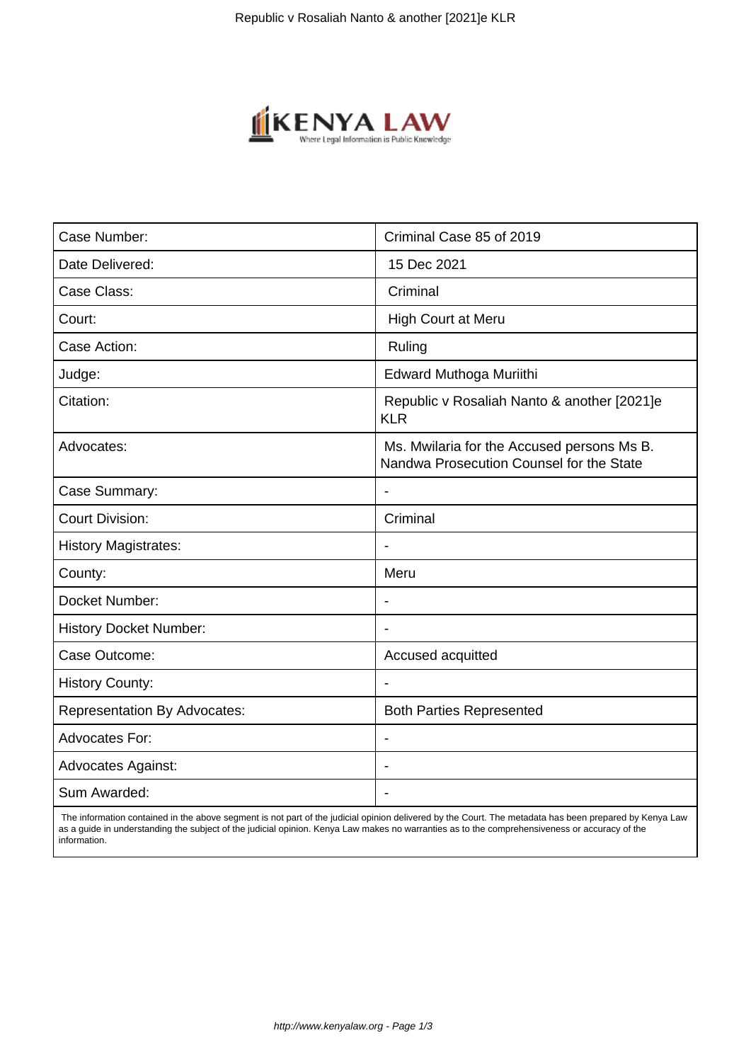| Case Number: | Criminal Case 85 of 2019 |
|---|---|
| Date Delivered: | 15 Dec 2021 |
| Case Class: | Criminal |
| Court: | High Court at Meru |
| Case Action: | Ruling |
| Judge: | Edward Muthoga Muriithi |
| Citation: | Republic v Rosaliah Nanto & another [2021]e KLR |
| Advocates: | Ms. Mwilaria for the Accused persons Ms B. Nandwa Prosecution Counsel for the State |
| Case Summary: | - |
| Court Division: | Criminal |
| History Magistrates: | - |
| County: | Meru |
| Docket Number: | - |
| History Docket Number: | - |
| Case Outcome: | Accused acquitted |
| History County: | - |
| Representation By Advocates: | Both Parties Represented |
| Advocates For: | - |
| Advocates Against: | - |
| Sum Awarded: | - |

The information contained in the above segment is not part of the judicial opinion delivered by the Court. The metadata has been prepared by Kenya Law as a guide in understanding the subject of the judicial opinion. Kenya Law makes no warranties as to the comprehensiveness or accuracy of the information.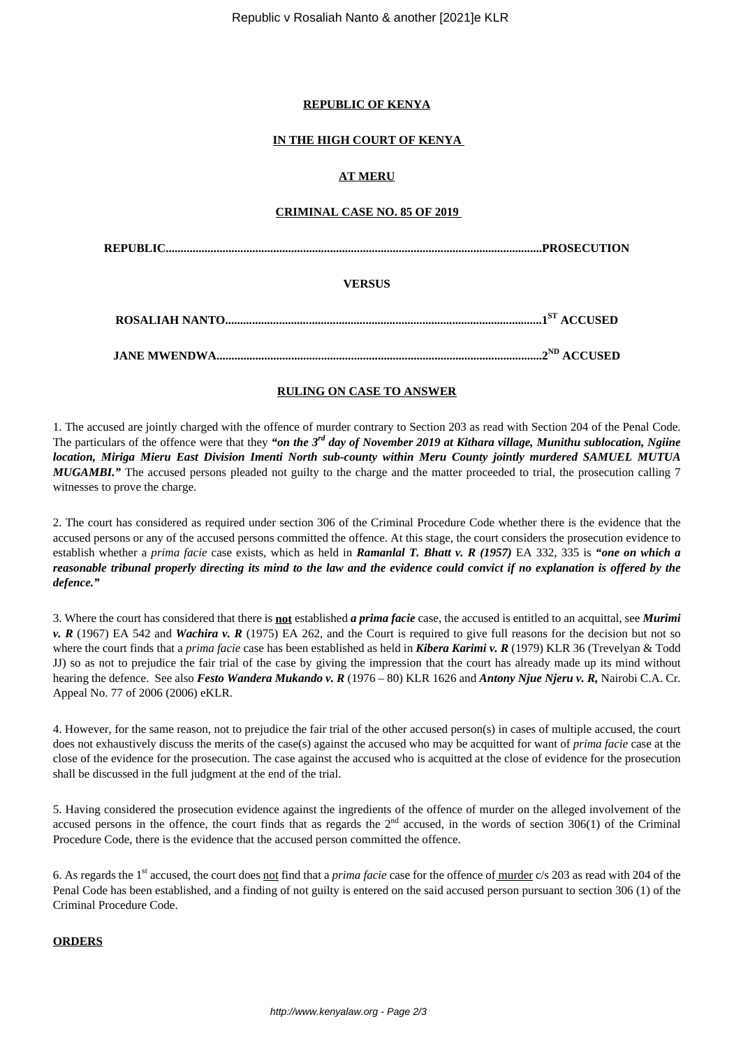**REPUBLIC OF KENYA**

**IN THE HIGH COURT OF KENYA**

**AT MERU**

**CRIMINAL CASE NO. 85 OF 2019**

**REPUBLIC.............................................................................................................................PROSECUTION**

**VERSUS**

**ROSALIAH NANTO.........................................................................................................1ST ACCUSED**

**JANE MWENDWA............................................................................................................2ND ACCUSED**

**RULING ON CASE TO ANSWER**

1. The accused are jointly charged with the offence of murder contrary to Section 203 as read with Section 204 of the Penal Code. The particulars of the offence were that they ***"on the 3rd day of November 2019 at Kithara village, Munithu sublocation, Ngiine location, Miriga Mieru East Division Imenti North sub-county within Meru County jointly murdered SAMUEL MUTUA MUGAMBI."*** The accused persons pleaded not guilty to the charge and the matter proceeded to trial, the prosecution calling 7 witnesses to prove the charge.

2. The court has considered as required under section 306 of the Criminal Procedure Code whether there is the evidence that the accused persons or any of the accused persons committed the offence. At this stage, the court considers the prosecution evidence to establish whether a *prima facie* case exists, which as held in ***Ramanlal T. Bhatt v. R (1957)*** EA 332, 335 is ***"one on which a reasonable tribunal properly directing its mind to the law and the evidence could convict if no explanation is offered by the defence."***

3. Where the court has considered that there is **not** established ***a prima facie*** case, the accused is entitled to an acquittal, see ***Murimi v. R*** (1967) EA 542 and ***Wachira v. R*** (1975) EA 262, and the Court is required to give full reasons for the decision but not so where the court finds that a *prima facie* case has been established as held in ***Kibera Karimi v. R*** (1979) KLR 36 (Trevelyan & Todd JJ) so as not to prejudice the fair trial of the case by giving the impression that the court has already made up its mind without hearing the defence. See also ***Festo Wandera Mukando v. R*** (1976 – 80) KLR 1626 and ***Antony Njue Njeru v. R,*** Nairobi C.A. Cr. Appeal No. 77 of 2006 (2006) eKLR.

4. However, for the same reason, not to prejudice the fair trial of the other accused person(s) in cases of multiple accused, the court does not exhaustively discuss the merits of the case(s) against the accused who may be acquitted for want of *prima facie* case at the close of the evidence for the prosecution. The case against the accused who is acquitted at the close of evidence for the prosecution shall be discussed in the full judgment at the end of the trial.

5. Having considered the prosecution evidence against the ingredients of the offence of murder on the alleged involvement of the accused persons in the offence, the court finds that as regards the 2nd accused, in the words of section 306(1) of the Criminal Procedure Code, there is the evidence that the accused person committed the offence.

6. As regards the 1st accused, the court does not find that a *prima facie* case for the offence of murder c/s 203 as read with 204 of the Penal Code has been established, and a finding of not guilty is entered on the said accused person pursuant to section 306 (1) of the Criminal Procedure Code.

**ORDERS**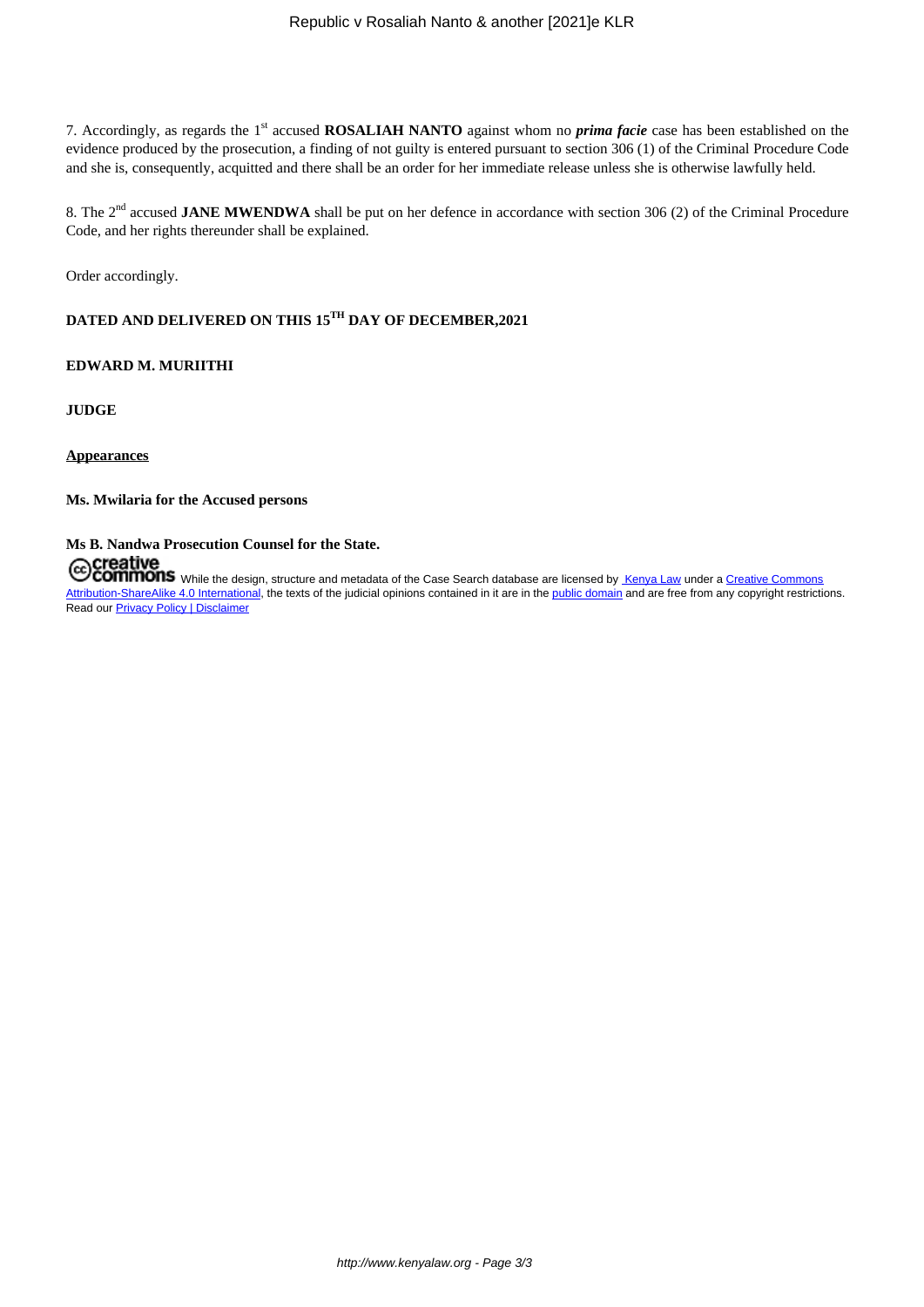7. Accordingly, as regards the 1st accused **ROSALIAH NANTO** against whom no ***prima facie*** case has been established on the evidence produced by the prosecution, a finding of not guilty is entered pursuant to section 306 (1) of the Criminal Procedure Code and she is, consequently, acquitted and there shall be an order for her immediate release unless she is otherwise lawfully held.

8. The 2nd accused **JANE MWENDWA** shall be put on her defence in accordance with section 306 (2) of the Criminal Procedure Code, and her rights thereunder shall be explained.

Order accordingly.

**DATED AND DELIVERED ON THIS 15TH DAY OF DECEMBER,2021**

**EDWARD M. MURIITHI**

**JUDGE**

**Appearances**

**Ms. Mwilaria for the Accused persons**

**Ms B. Nandwa Prosecution Counsel for the State.**

While the design, structure and metadata of the Case Search database are licensed by Kenya Law under a Creative Commons Attribution-ShareAlike 4.0 International, the texts of the judicial opinions contained in it are in the public domain and are free from any copyright restrictions. Read our Privacy Policy | Disclaimer